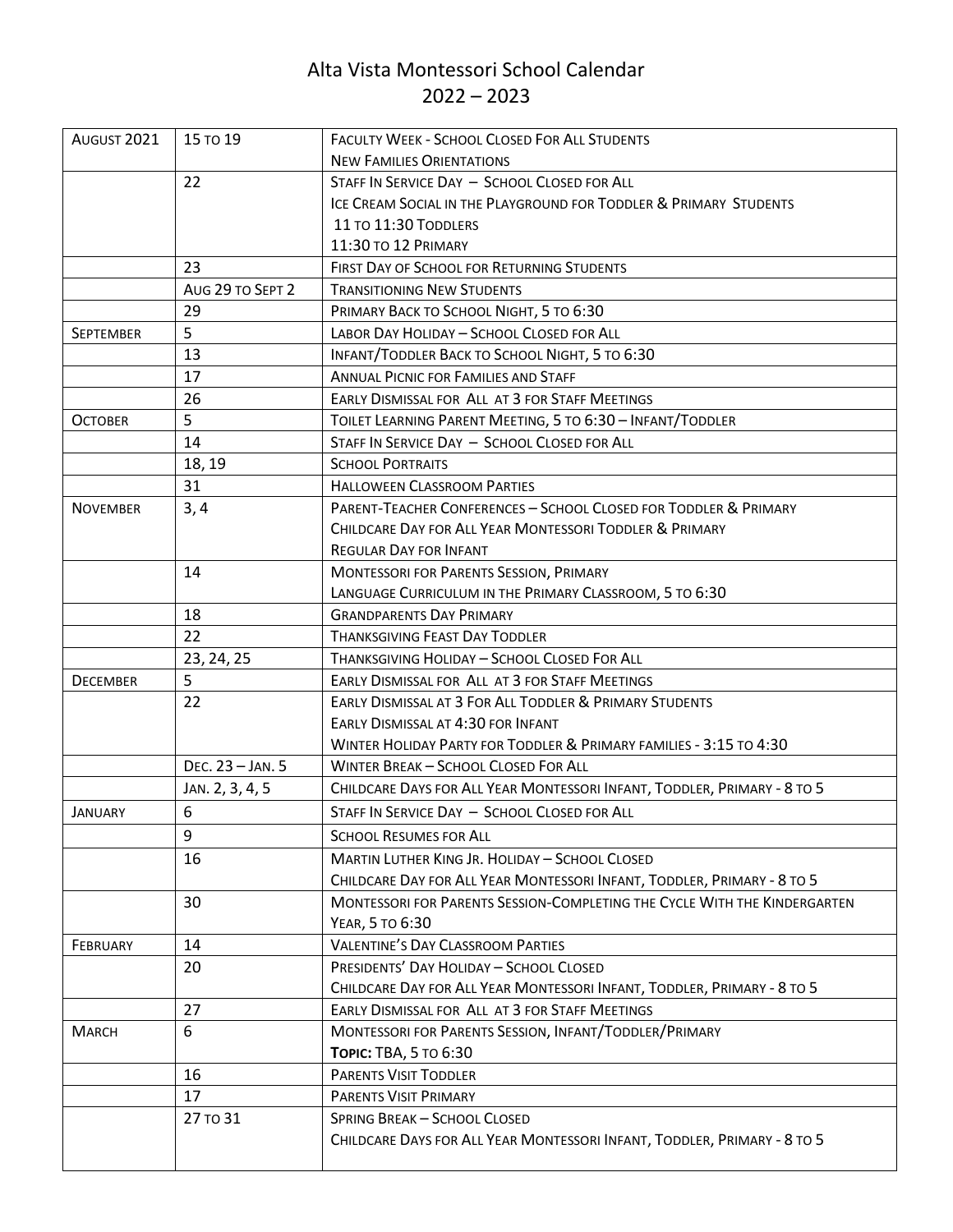# Alta Vista Montessori School Calendar
# 2022 – 2023

| | | |
|---|---|---|
| August 2021 | 15 to 19 | Faculty Week - School Closed For All Students<br>New Families Orientations |
| | 22 | Staff In Service Day – School Closed for All<br>Ice Cream Social in the Playground for Toddler & Primary Students<br>11 to 11:30 Toddlers<br>11:30 to 12 Primary |
| | 23 | First Day of School for Returning Students |
| | Aug 29 to Sept 2 | Transitioning New Students |
| | 29 | Primary Back to School Night, 5 to 6:30 |
| September | 5 | Labor Day Holiday – School Closed for All |
| | 13 | Infant/Toddler Back to School Night, 5 to 6:30 |
| | 17 | Annual Picnic for Families and Staff |
| | 26 | Early Dismissal for All at 3 for Staff Meetings |
| October | 5 | Toilet Learning Parent Meeting, 5 to 6:30 – Infant/Toddler |
| | 14 | Staff In Service Day – School Closed for All |
| | 18, 19 | School Portraits |
| | 31 | Halloween Classroom Parties |
| November | 3, 4 | Parent-Teacher Conferences – School Closed for Toddler & Primary<br>Childcare Day for All Year Montessori Toddler & Primary<br>Regular Day for Infant |
| | 14 | Montessori for Parents Session, Primary<br>Language Curriculum in the Primary Classroom, 5 to 6:30 |
| | 18 | Grandparents Day Primary |
| | 22 | Thanksgiving Feast Day Toddler |
| | 23, 24, 25 | Thanksgiving Holiday – School Closed For All |
| December | 5 | Early Dismissal for All at 3 for Staff Meetings |
| | 22 | Early Dismissal at 3 For All Toddler & Primary Students<br>Early Dismissal at 4:30 for Infant<br>Winter Holiday Party for Toddler & Primary families - 3:15 to 4:30 |
| | Dec. 23 – Jan. 5 | Winter Break – School Closed For All |
| | Jan. 2, 3, 4, 5 | Childcare Days for All Year Montessori Infant, Toddler, Primary - 8 to 5 |
| January | 6 | Staff In Service Day – School Closed for All |
| | 9 | School Resumes for All |
| | 16 | Martin Luther King Jr. Holiday – School Closed<br>Childcare Day for All Year Montessori Infant, Toddler, Primary - 8 to 5 |
| | 30 | Montessori for Parents Session-Completing the Cycle With the Kindergarten Year, 5 to 6:30 |
| February | 14 | Valentine's Day Classroom Parties |
| | 20 | Presidents' Day Holiday – School Closed<br>Childcare Day for All Year Montessori Infant, Toddler, Primary - 8 to 5 |
| | 27 | Early Dismissal for All at 3 for Staff Meetings |
| March | 6 | Montessori for Parents Session, Infant/Toddler/Primary<br>**Topic:** TBA, 5 to 6:30 |
| | 16 | Parents Visit Toddler |
| | 17 | Parents Visit Primary |
| | 27 to 31 | Spring Break – School Closed<br>Childcare Days for All Year Montessori Infant, Toddler, Primary - 8 to 5 |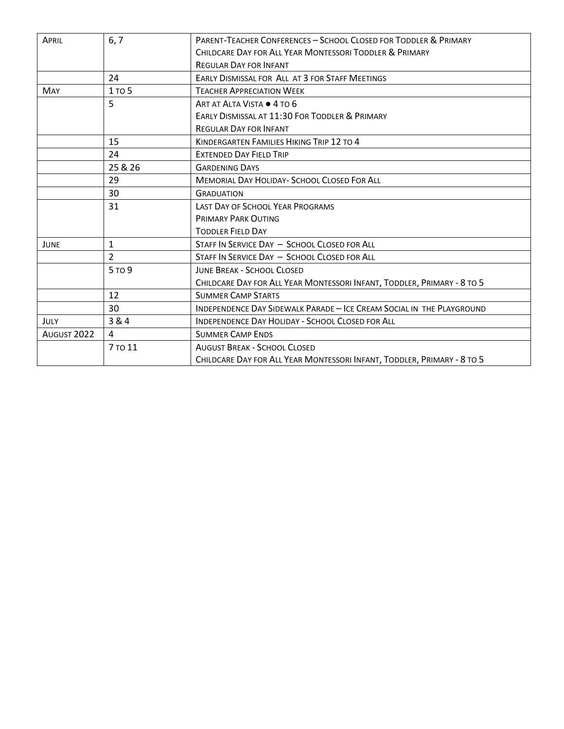| | | |
|---|---|---|
| April | 6, 7 | Parent-Teacher Conferences – School Closed for Toddler & Primary<br>Childcare Day for All Year Montessori Toddler & Primary<br>Regular Day for Infant |
| | 24 | Early Dismissal for All at 3 for Staff Meetings |
| May | 1 to 5 | Teacher Appreciation Week |
| | 5 | Art at Alta Vista ● 4 to 6<br>Early Dismissal at 11:30 For Toddler & Primary<br>Regular Day for Infant |
| | 15 | Kindergarten Families Hiking Trip 12 to 4 |
| | 24 | Extended Day Field Trip |
| | 25 & 26 | Gardening Days |
| | 29 | Memorial Day Holiday- School Closed For All |
| | 30 | Graduation |
| | 31 | Last Day of School Year Programs<br>Primary Park Outing<br>Toddler Field Day |
| June | 1 | Staff In Service Day – School Closed for All |
| | 2 | Staff In Service Day – School Closed for All |
| | 5 to 9 | June Break - School Closed<br>Childcare Day for All Year Montessori Infant, Toddler, Primary - 8 to 5 |
| | 12 | Summer Camp Starts |
| | 30 | Independence Day Sidewalk Parade – Ice Cream Social in the Playground |
| July | 3 & 4 | Independence Day Holiday - School Closed for All |
| August 2022 | 4 | Summer Camp Ends |
| | 7 to 11 | August Break - School Closed<br>Childcare Day for All Year Montessori Infant, Toddler, Primary - 8 to 5 |